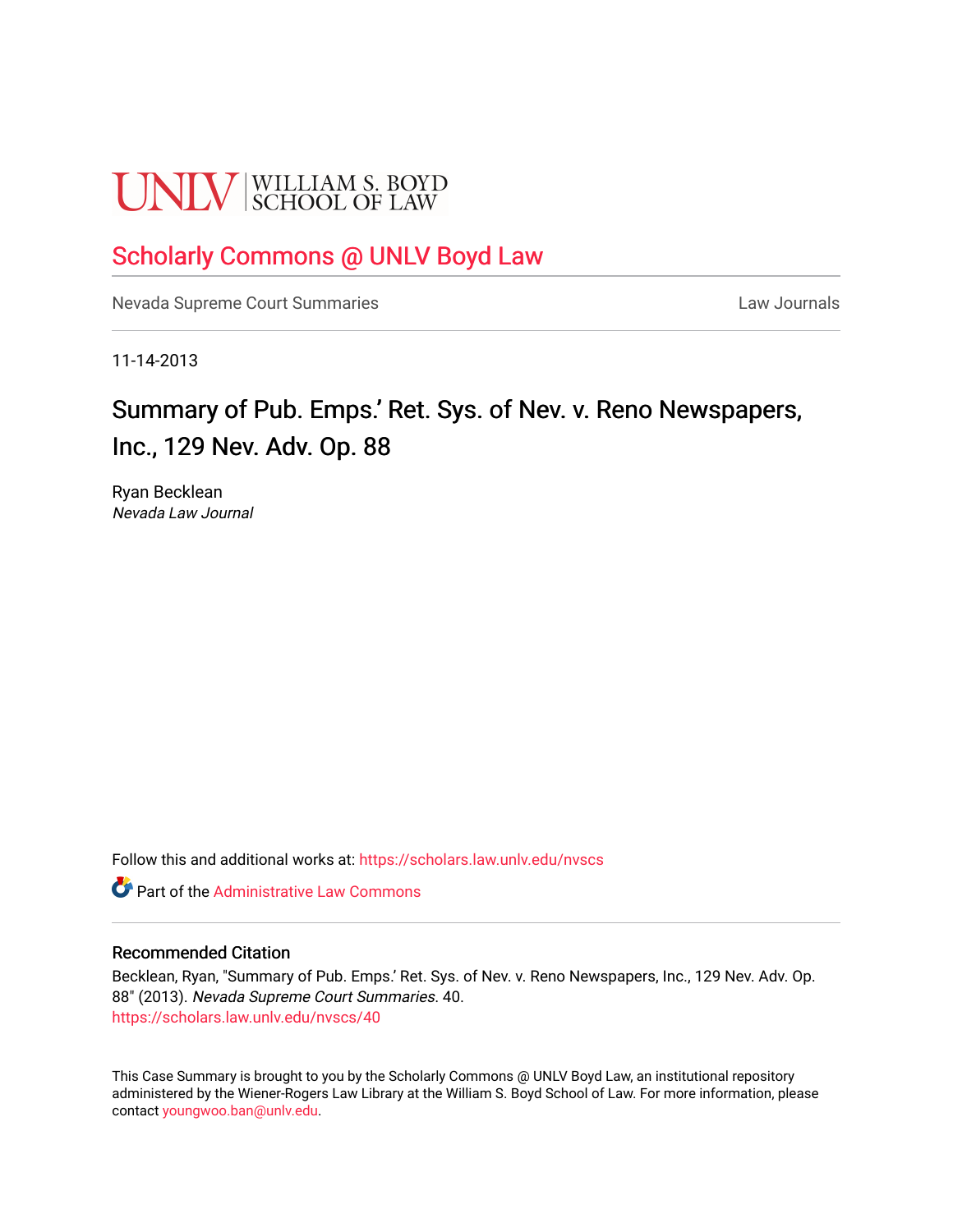UNLV | WILLIAM S. BOYD SCHOOL OF LAW

# Scholarly Commons @ UNLV Boyd Law

Nevada Supreme Court Summaries

Law Journals

11-14-2013

## Summary of Pub. Emps.' Ret. Sys. of Nev. v. Reno Newspapers, Inc., 129 Nev. Adv. Op. 88

Ryan Becklean
*Nevada Law Journal*

Follow this and additional works at: https://scholars.law.unlv.edu/nvscs

Part of the Administrative Law Commons

### Recommended Citation

Becklean, Ryan, "Summary of Pub. Emps.' Ret. Sys. of Nev. v. Reno Newspapers, Inc., 129 Nev. Adv. Op. 88" (2013). *Nevada Supreme Court Summaries*. 40.
https://scholars.law.unlv.edu/nvscs/40

This Case Summary is brought to you by the Scholarly Commons @ UNLV Boyd Law, an institutional repository administered by the Wiener-Rogers Law Library at the William S. Boyd School of Law. For more information, please contact youngwoo.ban@unlv.edu.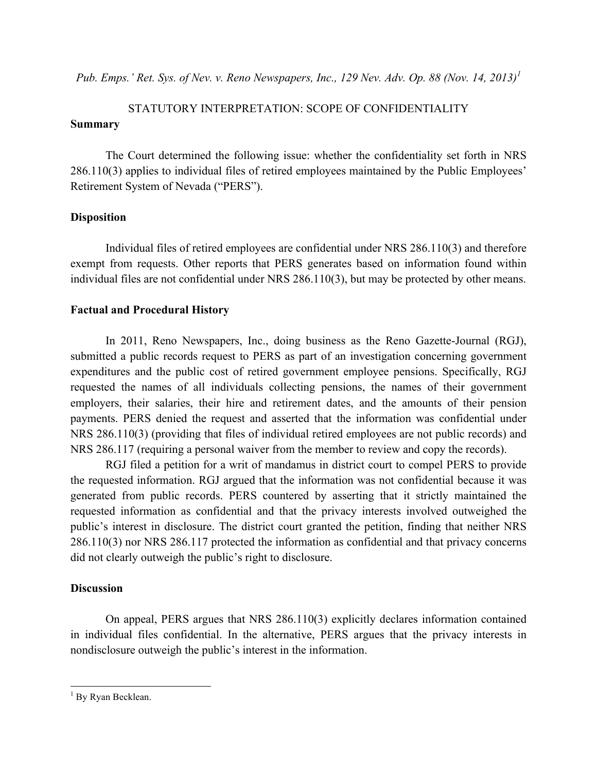*Pub. Emps.' Ret. Sys. of Nev. v. Reno Newspapers, Inc., 129 Nev. Adv. Op. 88 (Nov. 14, 2013)*[1]

STATUTORY INTERPRETATION: SCOPE OF CONFIDENTIALITY

**Summary**

The Court determined the following issue: whether the confidentiality set forth in NRS 286.110(3) applies to individual files of retired employees maintained by the Public Employees' Retirement System of Nevada ("PERS").

**Disposition**

Individual files of retired employees are confidential under NRS 286.110(3) and therefore exempt from requests. Other reports that PERS generates based on information found within individual files are not confidential under NRS 286.110(3), but may be protected by other means.

**Factual and Procedural History**

In 2011, Reno Newspapers, Inc., doing business as the Reno Gazette-Journal (RGJ), submitted a public records request to PERS as part of an investigation concerning government expenditures and the public cost of retired government employee pensions. Specifically, RGJ requested the names of all individuals collecting pensions, the names of their government employers, their salaries, their hire and retirement dates, and the amounts of their pension payments. PERS denied the request and asserted that the information was confidential under NRS 286.110(3) (providing that files of individual retired employees are not public records) and NRS 286.117 (requiring a personal waiver from the member to review and copy the records).

RGJ filed a petition for a writ of mandamus in district court to compel PERS to provide the requested information. RGJ argued that the information was not confidential because it was generated from public records. PERS countered by asserting that it strictly maintained the requested information as confidential and that the privacy interests involved outweighed the public's interest in disclosure. The district court granted the petition, finding that neither NRS 286.110(3) nor NRS 286.117 protected the information as confidential and that privacy concerns did not clearly outweigh the public's right to disclosure.

**Discussion**

On appeal, PERS argues that NRS 286.110(3) explicitly declares information contained in individual files confidential. In the alternative, PERS argues that the privacy interests in nondisclosure outweigh the public's interest in the information.

---

[1] By Ryan Becklean.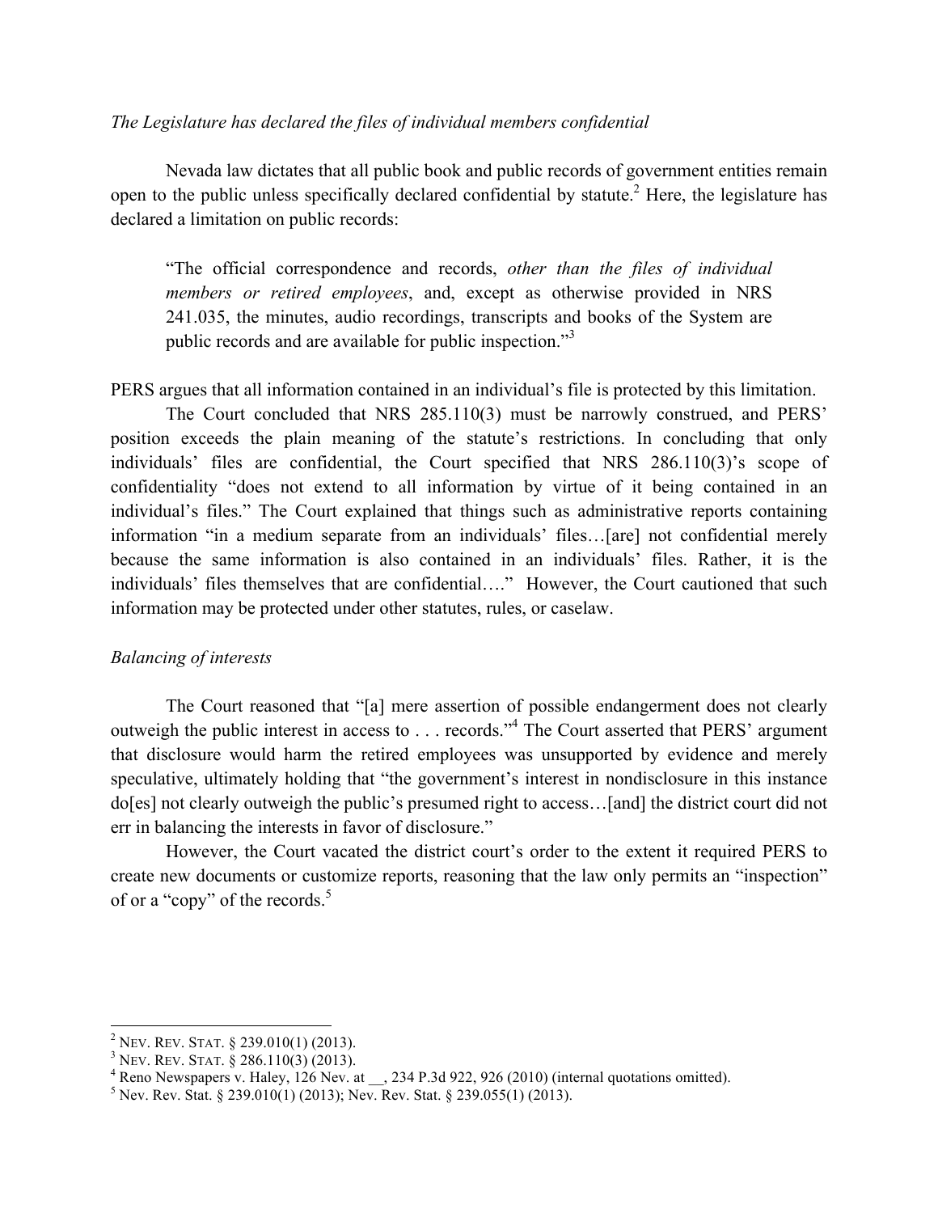*The Legislature has declared the files of individual members confidential*

Nevada law dictates that all public book and public records of government entities remain open to the public unless specifically declared confidential by statute.[2] Here, the legislature has declared a limitation on public records:

> "The official correspondence and records, *other than the files of individual members or retired employees*, and, except as otherwise provided in NRS 241.035, the minutes, audio recordings, transcripts and books of the System are public records and are available for public inspection."[3]

PERS argues that all information contained in an individual's file is protected by this limitation.

The Court concluded that NRS 285.110(3) must be narrowly construed, and PERS' position exceeds the plain meaning of the statute's restrictions. In concluding that only individuals' files are confidential, the Court specified that NRS 286.110(3)'s scope of confidentiality "does not extend to all information by virtue of it being contained in an individual's files." The Court explained that things such as administrative reports containing information "in a medium separate from an individuals' files…[are] not confidential merely because the same information is also contained in an individuals' files. Rather, it is the individuals' files themselves that are confidential…." However, the Court cautioned that such information may be protected under other statutes, rules, or caselaw.

*Balancing of interests*

The Court reasoned that "[a] mere assertion of possible endangerment does not clearly outweigh the public interest in access to . . . records."[4] The Court asserted that PERS' argument that disclosure would harm the retired employees was unsupported by evidence and merely speculative, ultimately holding that "the government's interest in nondisclosure in this instance do[es] not clearly outweigh the public's presumed right to access…[and] the district court did not err in balancing the interests in favor of disclosure."

However, the Court vacated the district court's order to the extent it required PERS to create new documents or customize reports, reasoning that the law only permits an "inspection" of or a "copy" of the records.[5]

---

[2] NEV. REV. STAT. § 239.010(1) (2013).

[3] NEV. REV. STAT. § 286.110(3) (2013).

[4] Reno Newspapers v. Haley, 126 Nev. at __, 234 P.3d 922, 926 (2010) (internal quotations omitted).

[5] Nev. Rev. Stat. § 239.010(1) (2013); Nev. Rev. Stat. § 239.055(1) (2013).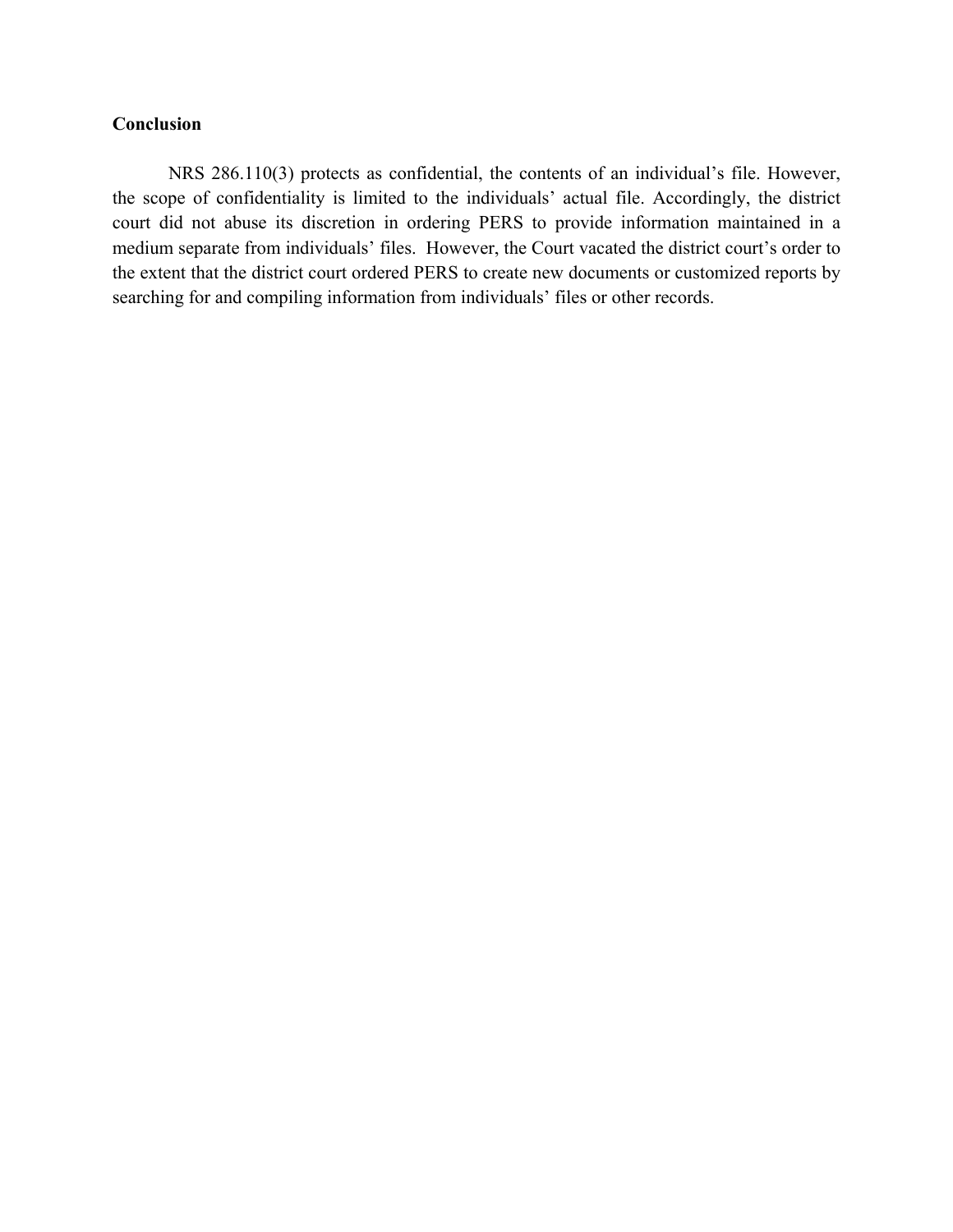**Conclusion**

NRS 286.110(3) protects as confidential, the contents of an individual's file. However, the scope of confidentiality is limited to the individuals' actual file. Accordingly, the district court did not abuse its discretion in ordering PERS to provide information maintained in a medium separate from individuals' files. However, the Court vacated the district court's order to the extent that the district court ordered PERS to create new documents or customized reports by searching for and compiling information from individuals' files or other records.